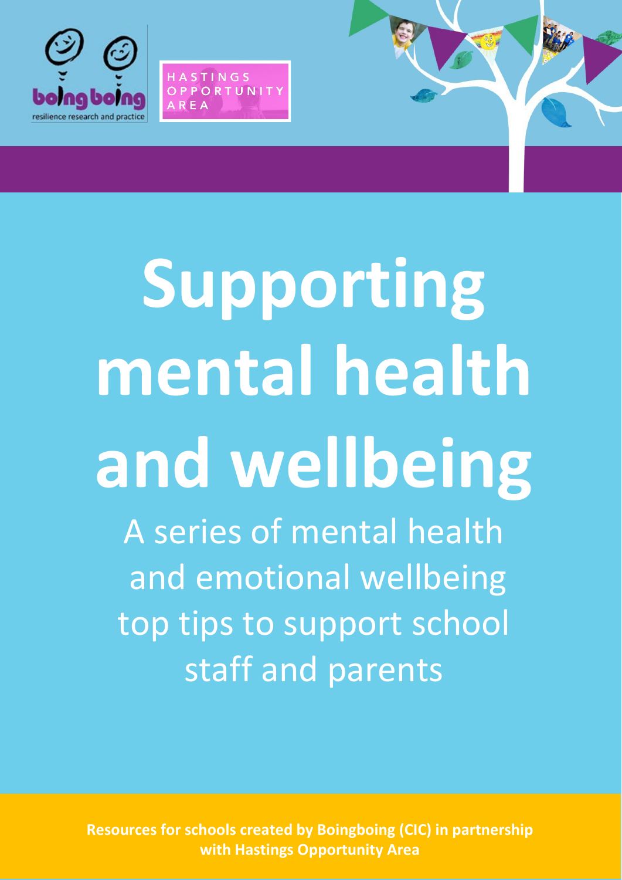boingboing
resilience research and practice

HASTINGS OPPORTUNITY AREA

# Supporting mental health and wellbeing

A series of mental health and emotional wellbeing top tips to support school staff and parents

**Resources for schools created by Boingboing (CIC) in partnership with Hastings Opportunity Area**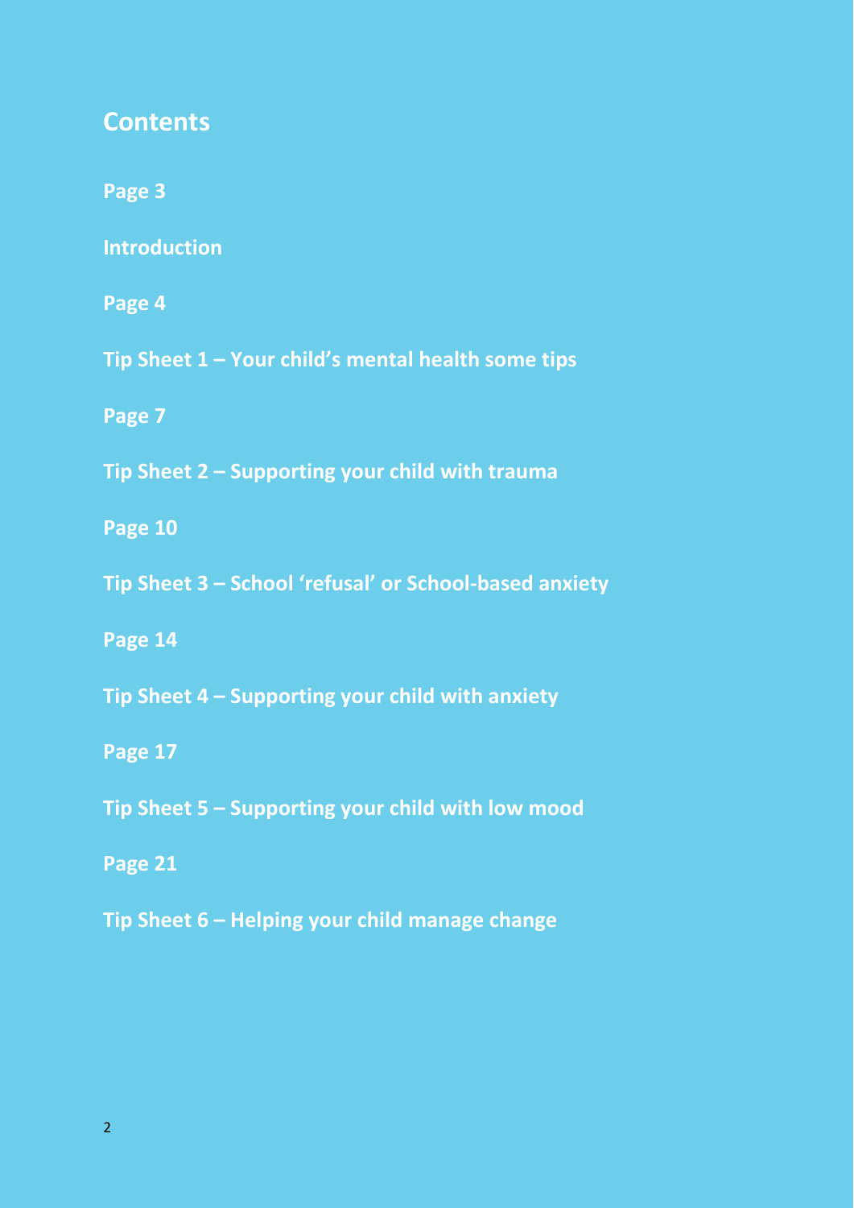## Contents

**Page 3**

**Introduction**

**Page 4**

**Tip Sheet 1 – Your child's mental health some tips**

**Page 7**

**Tip Sheet 2 – Supporting your child with trauma**

**Page 10**

**Tip Sheet 3 – School 'refusal' or School-based anxiety**

**Page 14**

**Tip Sheet 4 – Supporting your child with anxiety**

**Page 17**

**Tip Sheet 5 – Supporting your child with low mood**

**Page 21**

**Tip Sheet 6 – Helping your child manage change**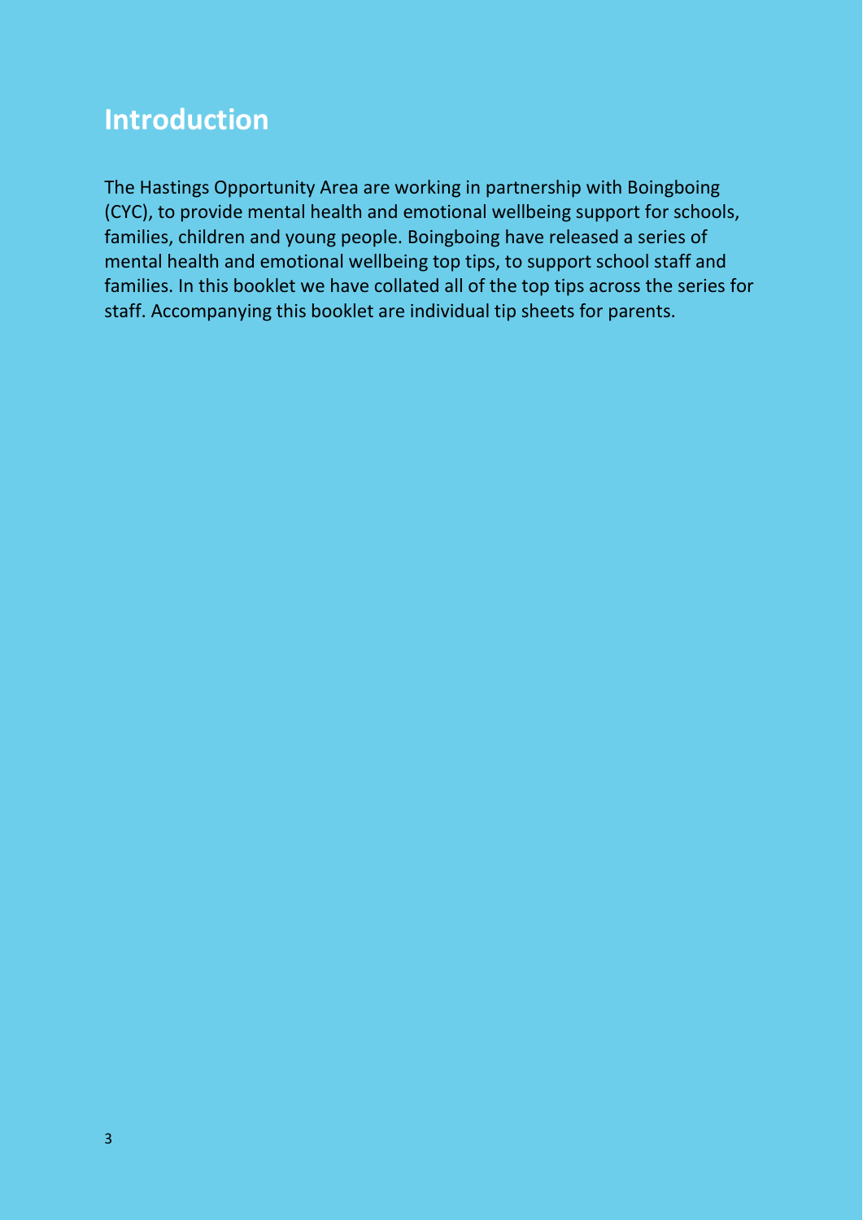# Introduction

The Hastings Opportunity Area are working in partnership with Boingboing (CYC), to provide mental health and emotional wellbeing support for schools, families, children and young people. Boingboing have released a series of mental health and emotional wellbeing top tips, to support school staff and families. In this booklet we have collated all of the top tips across the series for staff. Accompanying this booklet are individual tip sheets for parents.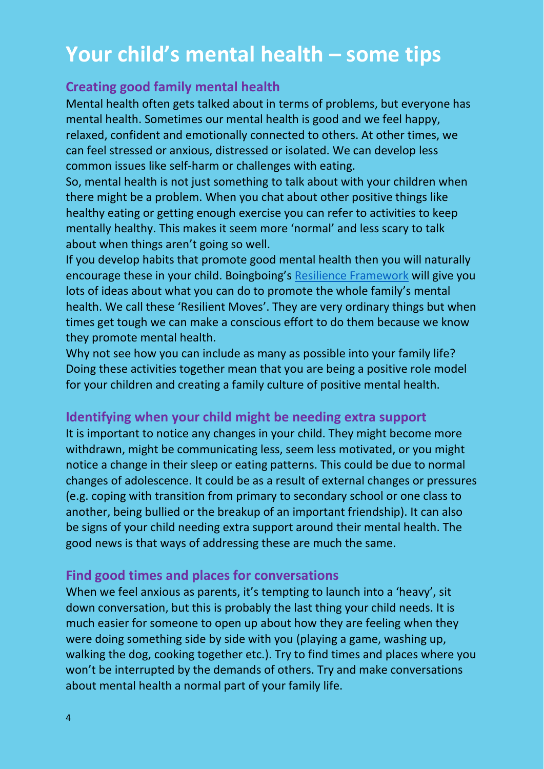# Your child's mental health – some tips

## Creating good family mental health

Mental health often gets talked about in terms of problems, but everyone has mental health. Sometimes our mental health is good and we feel happy, relaxed, confident and emotionally connected to others. At other times, we can feel stressed or anxious, distressed or isolated. We can develop less common issues like self-harm or challenges with eating.

So, mental health is not just something to talk about with your children when there might be a problem. When you chat about other positive things like healthy eating or getting enough exercise you can refer to activities to keep mentally healthy. This makes it seem more 'normal' and less scary to talk about when things aren't going so well.

If you develop habits that promote good mental health then you will naturally encourage these in your child. Boingboing's Resilience Framework will give you lots of ideas about what you can do to promote the whole family's mental health. We call these 'Resilient Moves'. They are very ordinary things but when times get tough we can make a conscious effort to do them because we know they promote mental health.

Why not see how you can include as many as possible into your family life? Doing these activities together mean that you are being a positive role model for your children and creating a family culture of positive mental health.

## Identifying when your child might be needing extra support

It is important to notice any changes in your child. They might become more withdrawn, might be communicating less, seem less motivated, or you might notice a change in their sleep or eating patterns. This could be due to normal changes of adolescence. It could be as a result of external changes or pressures (e.g. coping with transition from primary to secondary school or one class to another, being bullied or the breakup of an important friendship). It can also be signs of your child needing extra support around their mental health. The good news is that ways of addressing these are much the same.

## Find good times and places for conversations

When we feel anxious as parents, it's tempting to launch into a 'heavy', sit down conversation, but this is probably the last thing your child needs. It is much easier for someone to open up about how they are feeling when they were doing something side by side with you (playing a game, washing up, walking the dog, cooking together etc.). Try to find times and places where you won't be interrupted by the demands of others. Try and make conversations about mental health a normal part of your family life.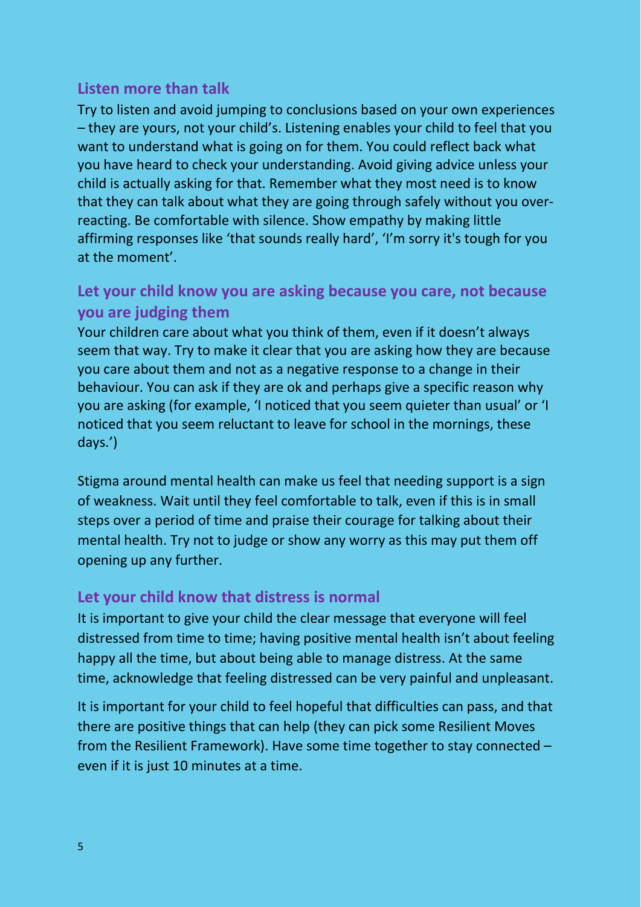### Listen more than talk

Try to listen and avoid jumping to conclusions based on your own experiences – they are yours, not your child's. Listening enables your child to feel that you want to understand what is going on for them. You could reflect back what you have heard to check your understanding. Avoid giving advice unless your child is actually asking for that. Remember what they most need is to know that they can talk about what they are going through safely without you over-reacting. Be comfortable with silence. Show empathy by making little affirming responses like 'that sounds really hard', 'I'm sorry it's tough for you at the moment'.

### Let your child know you are asking because you care, not because you are judging them

Your children care about what you think of them, even if it doesn't always seem that way. Try to make it clear that you are asking how they are because you care about them and not as a negative response to a change in their behaviour. You can ask if they are ok and perhaps give a specific reason why you are asking (for example, 'I noticed that you seem quieter than usual' or 'I noticed that you seem reluctant to leave for school in the mornings, these days.')

Stigma around mental health can make us feel that needing support is a sign of weakness. Wait until they feel comfortable to talk, even if this is in small steps over a period of time and praise their courage for talking about their mental health. Try not to judge or show any worry as this may put them off opening up any further.

### Let your child know that distress is normal

It is important to give your child the clear message that everyone will feel distressed from time to time; having positive mental health isn't about feeling happy all the time, but about being able to manage distress. At the same time, acknowledge that feeling distressed can be very painful and unpleasant.

It is important for your child to feel hopeful that difficulties can pass, and that there are positive things that can help (they can pick some Resilient Moves from the Resilient Framework). Have some time together to stay connected – even if it is just 10 minutes at a time.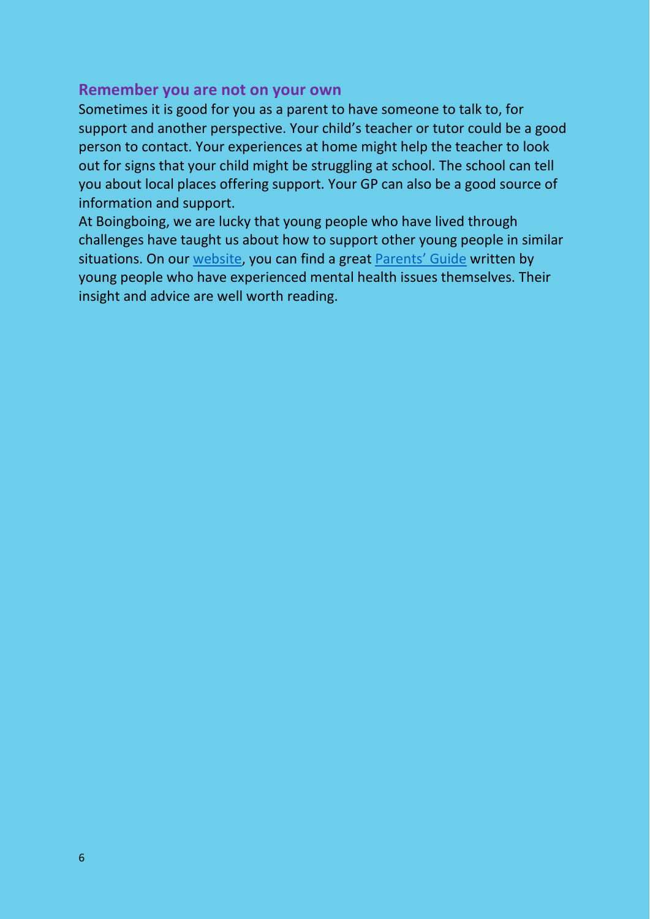## Remember you are not on your own

Sometimes it is good for you as a parent to have someone to talk to, for support and another perspective. Your child's teacher or tutor could be a good person to contact. Your experiences at home might help the teacher to look out for signs that your child might be struggling at school. The school can tell you about local places offering support. Your GP can also be a good source of information and support.

At Boingboing, we are lucky that young people who have lived through challenges have taught us about how to support other young people in similar situations. On our website, you can find a great Parents' Guide written by young people who have experienced mental health issues themselves. Their insight and advice are well worth reading.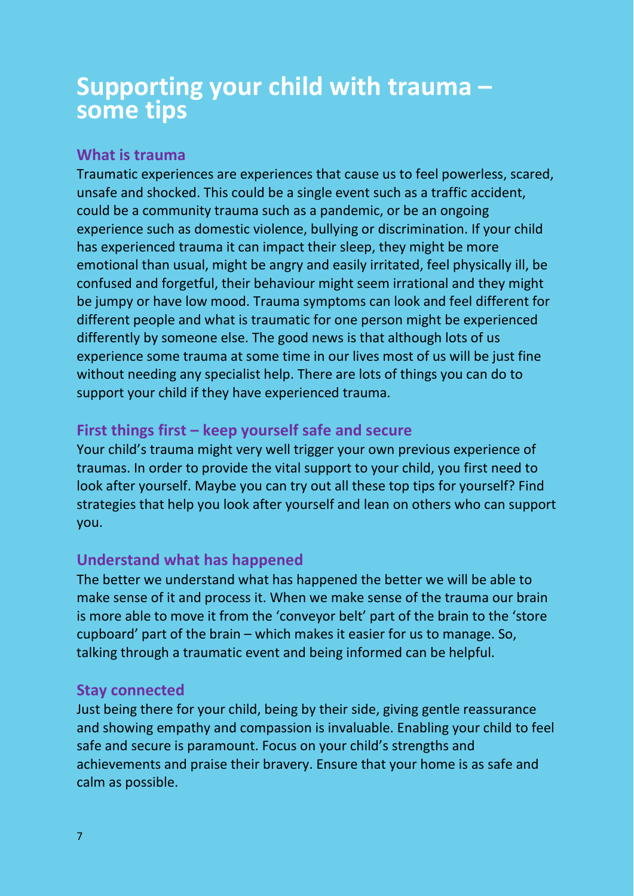# Supporting your child with trauma – some tips

## What is trauma

Traumatic experiences are experiences that cause us to feel powerless, scared, unsafe and shocked. This could be a single event such as a traffic accident, could be a community trauma such as a pandemic, or be an ongoing experience such as domestic violence, bullying or discrimination. If your child has experienced trauma it can impact their sleep, they might be more emotional than usual, might be angry and easily irritated, feel physically ill, be confused and forgetful, their behaviour might seem irrational and they might be jumpy or have low mood. Trauma symptoms can look and feel different for different people and what is traumatic for one person might be experienced differently by someone else. The good news is that although lots of us experience some trauma at some time in our lives most of us will be just fine without needing any specialist help. There are lots of things you can do to support your child if they have experienced trauma.

## First things first – keep yourself safe and secure

Your child's trauma might very well trigger your own previous experience of traumas. In order to provide the vital support to your child, you first need to look after yourself. Maybe you can try out all these top tips for yourself? Find strategies that help you look after yourself and lean on others who can support you.

## Understand what has happened

The better we understand what has happened the better we will be able to make sense of it and process it. When we make sense of the trauma our brain is more able to move it from the 'conveyor belt' part of the brain to the 'store cupboard' part of the brain – which makes it easier for us to manage. So, talking through a traumatic event and being informed can be helpful.

## Stay connected

Just being there for your child, being by their side, giving gentle reassurance and showing empathy and compassion is invaluable. Enabling your child to feel safe and secure is paramount. Focus on your child's strengths and achievements and praise their bravery. Ensure that your home is as safe and calm as possible.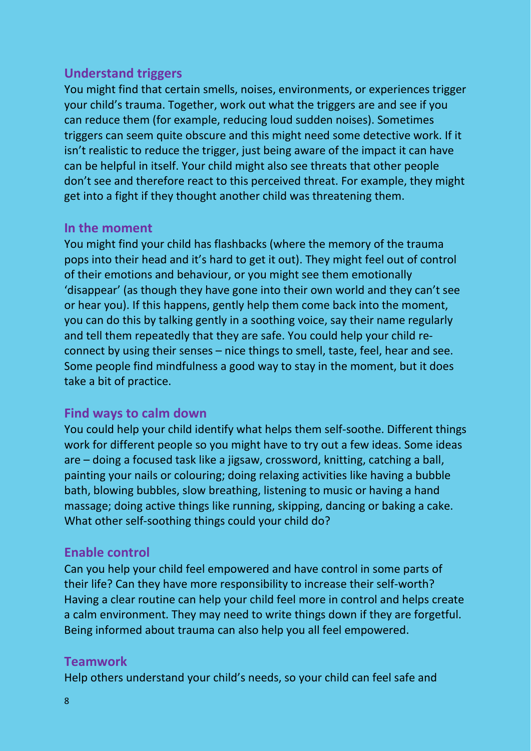## Understand triggers

You might find that certain smells, noises, environments, or experiences trigger your child's trauma. Together, work out what the triggers are and see if you can reduce them (for example, reducing loud sudden noises). Sometimes triggers can seem quite obscure and this might need some detective work. If it isn't realistic to reduce the trigger, just being aware of the impact it can have can be helpful in itself. Your child might also see threats that other people don't see and therefore react to this perceived threat. For example, they might get into a fight if they thought another child was threatening them.

## In the moment

You might find your child has flashbacks (where the memory of the trauma pops into their head and it's hard to get it out). They might feel out of control of their emotions and behaviour, or you might see them emotionally 'disappear' (as though they have gone into their own world and they can't see or hear you). If this happens, gently help them come back into the moment, you can do this by talking gently in a soothing voice, say their name regularly and tell them repeatedly that they are safe. You could help your child re-connect by using their senses – nice things to smell, taste, feel, hear and see. Some people find mindfulness a good way to stay in the moment, but it does take a bit of practice.

## Find ways to calm down

You could help your child identify what helps them self-soothe. Different things work for different people so you might have to try out a few ideas. Some ideas are – doing a focused task like a jigsaw, crossword, knitting, catching a ball, painting your nails or colouring; doing relaxing activities like having a bubble bath, blowing bubbles, slow breathing, listening to music or having a hand massage; doing active things like running, skipping, dancing or baking a cake. What other self-soothing things could your child do?

## Enable control

Can you help your child feel empowered and have control in some parts of their life? Can they have more responsibility to increase their self-worth? Having a clear routine can help your child feel more in control and helps create a calm environment. They may need to write things down if they are forgetful. Being informed about trauma can also help you all feel empowered.

## Teamwork

Help others understand your child's needs, so your child can feel safe and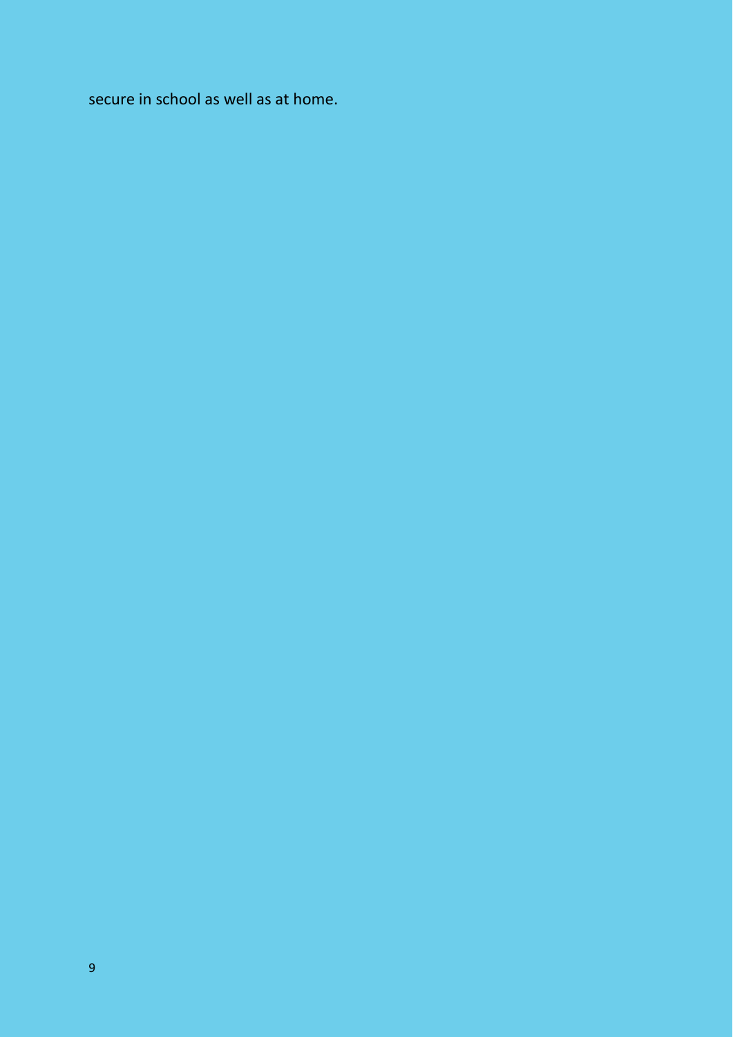secure in school as well as at home.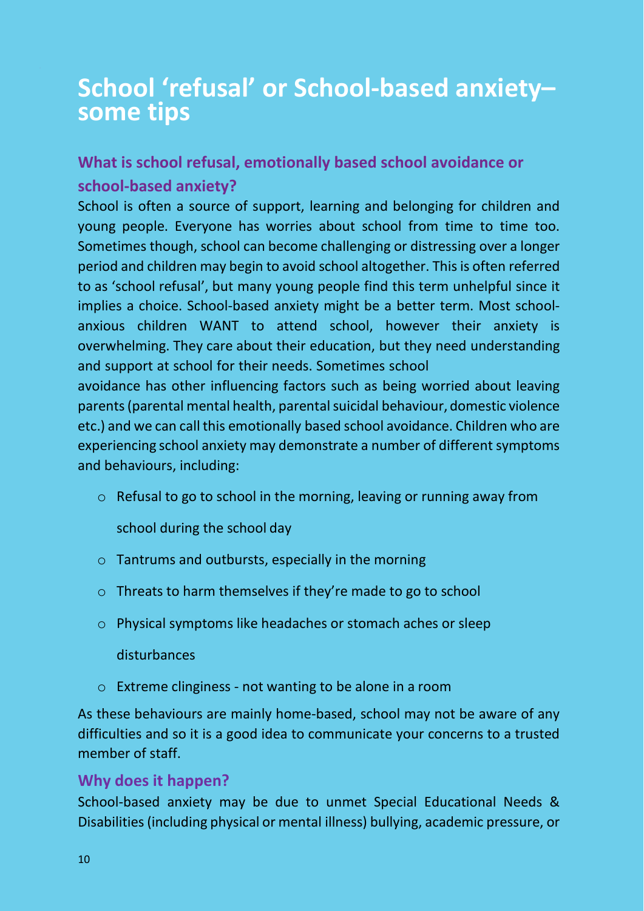# School 'refusal' or School-based anxiety– some tips

## What is school refusal, emotionally based school avoidance or school-based anxiety?

School is often a source of support, learning and belonging for children and young people. Everyone has worries about school from time to time too. Sometimes though, school can become challenging or distressing over a longer period and children may begin to avoid school altogether. This is often referred to as 'school refusal', but many young people find this term unhelpful since it implies a choice. School-based anxiety might be a better term. Most school-anxious children WANT to attend school, however their anxiety is overwhelming. They care about their education, but they need understanding and support at school for their needs. Sometimes school avoidance has other influencing factors such as being worried about leaving parents (parental mental health, parental suicidal behaviour, domestic violence etc.) and we can call this emotionally based school avoidance. Children who are experiencing school anxiety may demonstrate a number of different symptoms and behaviours, including:

- Refusal to go to school in the morning, leaving or running away from school during the school day
- Tantrums and outbursts, especially in the morning
- Threats to harm themselves if they're made to go to school
- Physical symptoms like headaches or stomach aches or sleep disturbances
- Extreme clinginess - not wanting to be alone in a room

As these behaviours are mainly home-based, school may not be aware of any difficulties and so it is a good idea to communicate your concerns to a trusted member of staff.

## Why does it happen?

School-based anxiety may be due to unmet Special Educational Needs & Disabilities (including physical or mental illness) bullying, academic pressure, or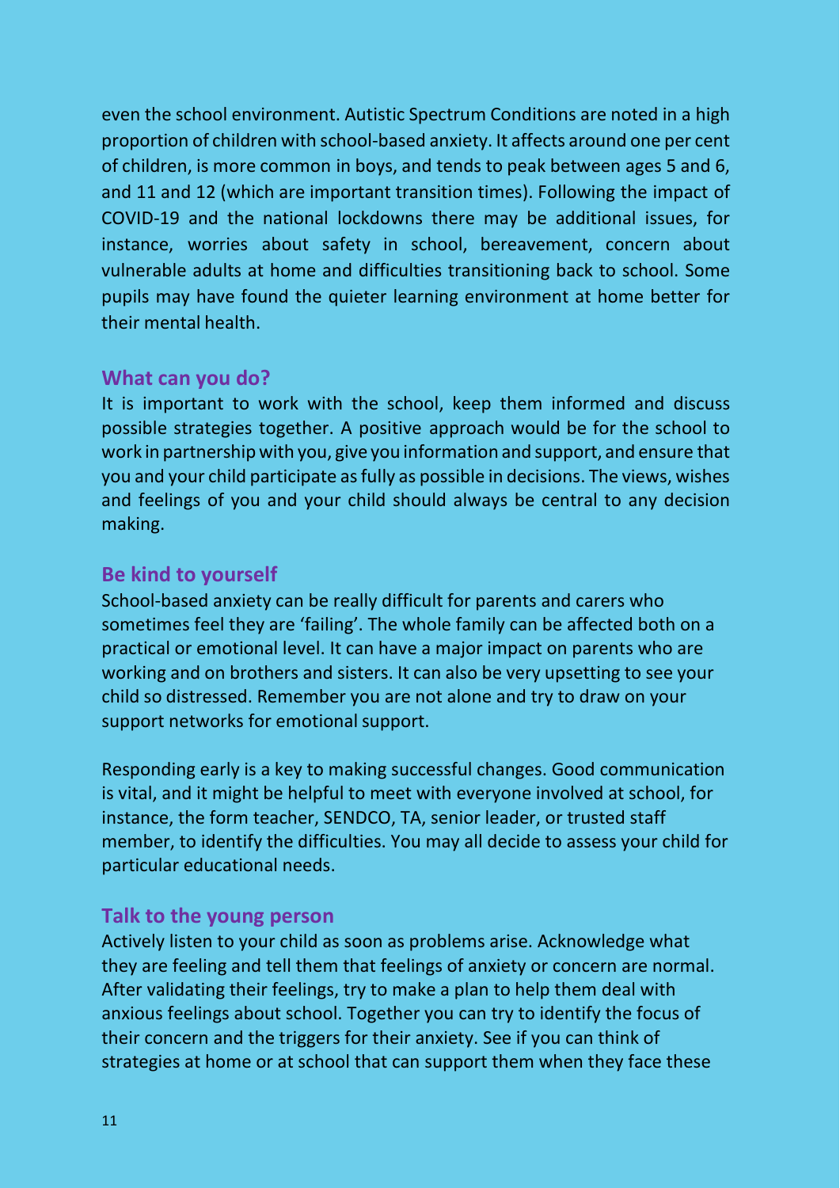even the school environment. Autistic Spectrum Conditions are noted in a high proportion of children with school-based anxiety. It affects around one per cent of children, is more common in boys, and tends to peak between ages 5 and 6, and 11 and 12 (which are important transition times). Following the impact of COVID-19 and the national lockdowns there may be additional issues, for instance, worries about safety in school, bereavement, concern about vulnerable adults at home and difficulties transitioning back to school. Some pupils may have found the quieter learning environment at home better for their mental health.

## What can you do?

It is important to work with the school, keep them informed and discuss possible strategies together. A positive approach would be for the school to work in partnership with you, give you information and support, and ensure that you and your child participate as fully as possible in decisions. The views, wishes and feelings of you and your child should always be central to any decision making.

## Be kind to yourself

School-based anxiety can be really difficult for parents and carers who sometimes feel they are 'failing'. The whole family can be affected both on a practical or emotional level. It can have a major impact on parents who are working and on brothers and sisters. It can also be very upsetting to see your child so distressed. Remember you are not alone and try to draw on your support networks for emotional support.

Responding early is a key to making successful changes. Good communication is vital, and it might be helpful to meet with everyone involved at school, for instance, the form teacher, SENDCO, TA, senior leader, or trusted staff member, to identify the difficulties. You may all decide to assess your child for particular educational needs.

## Talk to the young person

Actively listen to your child as soon as problems arise. Acknowledge what they are feeling and tell them that feelings of anxiety or concern are normal. After validating their feelings, try to make a plan to help them deal with anxious feelings about school. Together you can try to identify the focus of their concern and the triggers for their anxiety. See if you can think of strategies at home or at school that can support them when they face these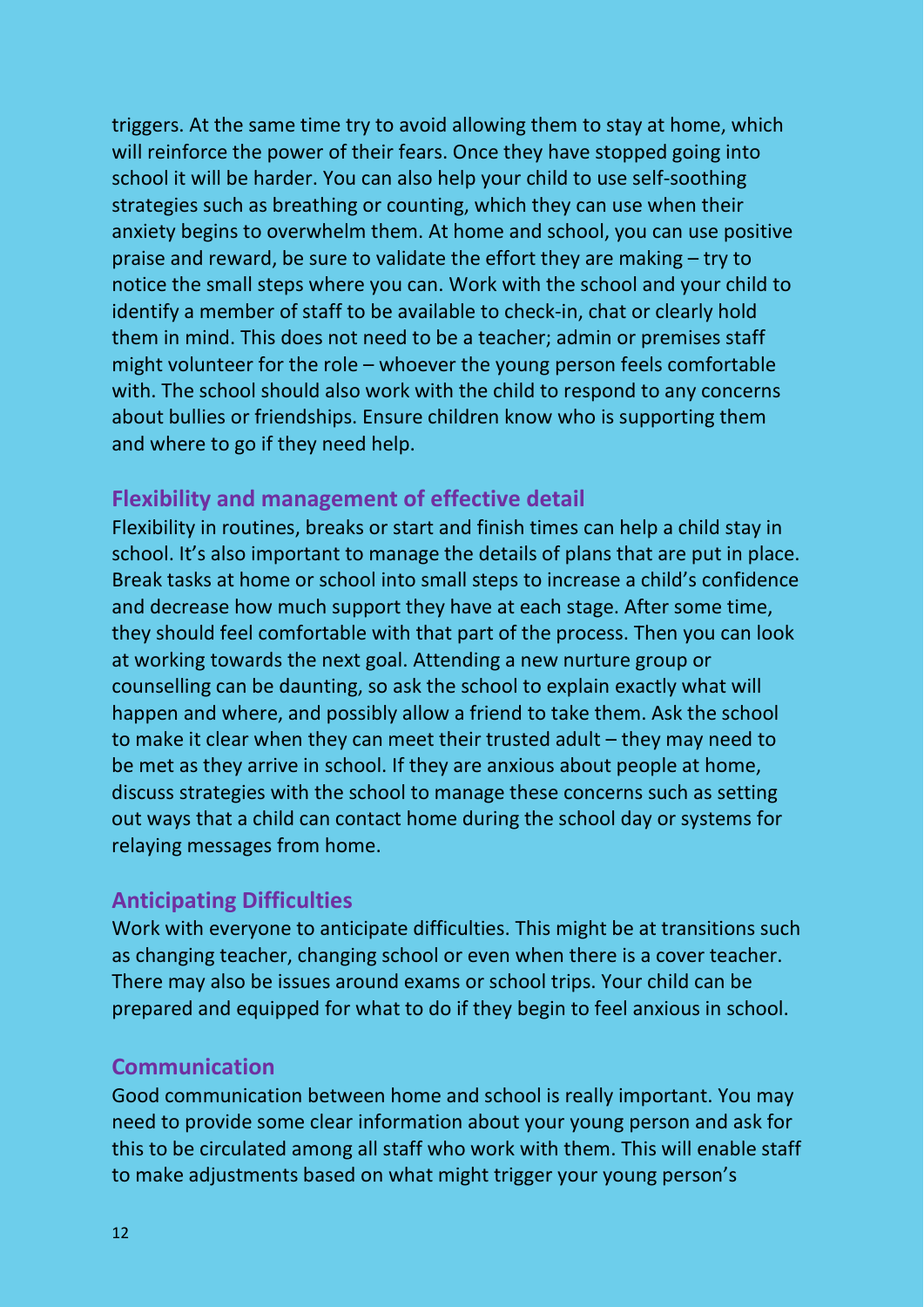triggers. At the same time try to avoid allowing them to stay at home, which will reinforce the power of their fears. Once they have stopped going into school it will be harder. You can also help your child to use self-soothing strategies such as breathing or counting, which they can use when their anxiety begins to overwhelm them. At home and school, you can use positive praise and reward, be sure to validate the effort they are making – try to notice the small steps where you can. Work with the school and your child to identify a member of staff to be available to check-in, chat or clearly hold them in mind. This does not need to be a teacher; admin or premises staff might volunteer for the role – whoever the young person feels comfortable with. The school should also work with the child to respond to any concerns about bullies or friendships. Ensure children know who is supporting them and where to go if they need help.

### Flexibility and management of effective detail

Flexibility in routines, breaks or start and finish times can help a child stay in school. It's also important to manage the details of plans that are put in place. Break tasks at home or school into small steps to increase a child's confidence and decrease how much support they have at each stage. After some time, they should feel comfortable with that part of the process. Then you can look at working towards the next goal. Attending a new nurture group or counselling can be daunting, so ask the school to explain exactly what will happen and where, and possibly allow a friend to take them. Ask the school to make it clear when they can meet their trusted adult – they may need to be met as they arrive in school. If they are anxious about people at home, discuss strategies with the school to manage these concerns such as setting out ways that a child can contact home during the school day or systems for relaying messages from home.

### Anticipating Difficulties

Work with everyone to anticipate difficulties. This might be at transitions such as changing teacher, changing school or even when there is a cover teacher. There may also be issues around exams or school trips. Your child can be prepared and equipped for what to do if they begin to feel anxious in school.

### Communication

Good communication between home and school is really important. You may need to provide some clear information about your young person and ask for this to be circulated among all staff who work with them. This will enable staff to make adjustments based on what might trigger your young person's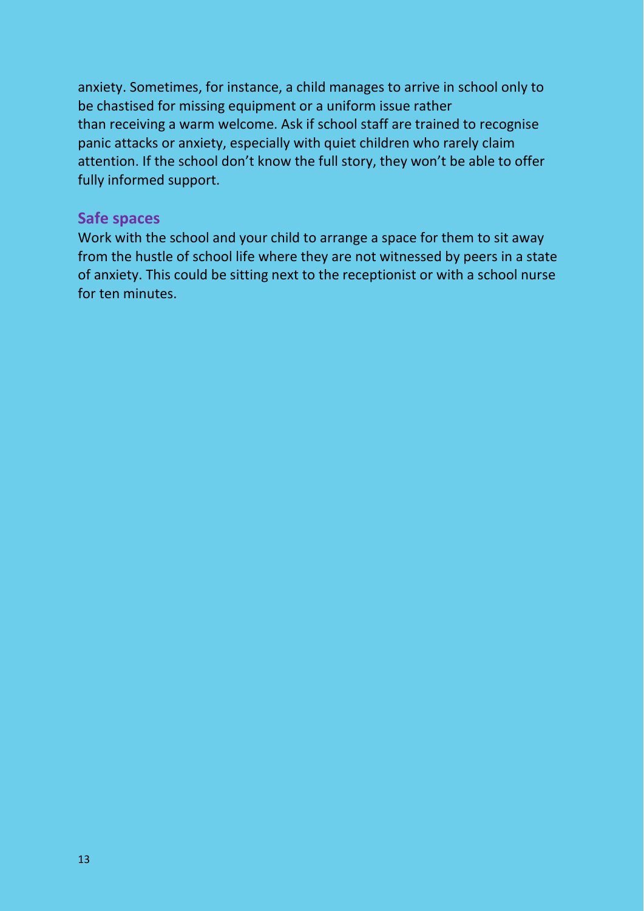anxiety. Sometimes, for instance, a child manages to arrive in school only to be chastised for missing equipment or a uniform issue rather than receiving a warm welcome. Ask if school staff are trained to recognise panic attacks or anxiety, especially with quiet children who rarely claim attention. If the school don't know the full story, they won't be able to offer fully informed support.

### Safe spaces

Work with the school and your child to arrange a space for them to sit away from the hustle of school life where they are not witnessed by peers in a state of anxiety. This could be sitting next to the receptionist or with a school nurse for ten minutes.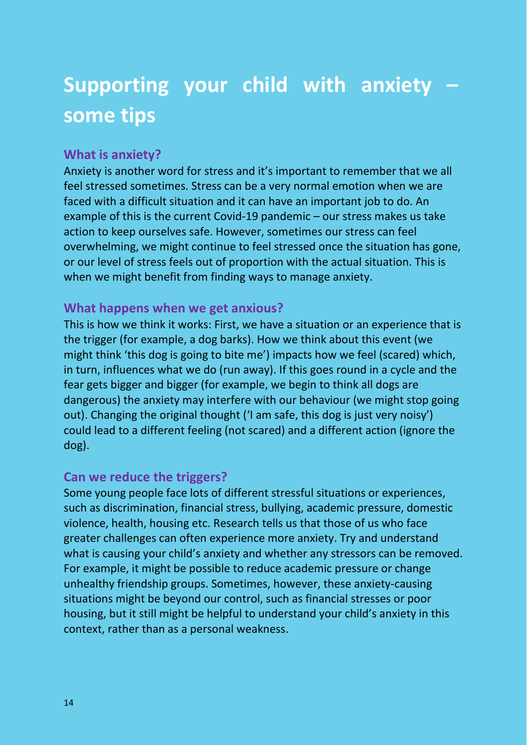# Supporting your child with anxiety – some tips

## What is anxiety?

Anxiety is another word for stress and it's important to remember that we all feel stressed sometimes. Stress can be a very normal emotion when we are faced with a difficult situation and it can have an important job to do. An example of this is the current Covid-19 pandemic – our stress makes us take action to keep ourselves safe. However, sometimes our stress can feel overwhelming, we might continue to feel stressed once the situation has gone, or our level of stress feels out of proportion with the actual situation. This is when we might benefit from finding ways to manage anxiety.

## What happens when we get anxious?

This is how we think it works: First, we have a situation or an experience that is the trigger (for example, a dog barks). How we think about this event (we might think 'this dog is going to bite me') impacts how we feel (scared) which, in turn, influences what we do (run away). If this goes round in a cycle and the fear gets bigger and bigger (for example, we begin to think all dogs are dangerous) the anxiety may interfere with our behaviour (we might stop going out). Changing the original thought ('I am safe, this dog is just very noisy') could lead to a different feeling (not scared) and a different action (ignore the dog).

## Can we reduce the triggers?

Some young people face lots of different stressful situations or experiences, such as discrimination, financial stress, bullying, academic pressure, domestic violence, health, housing etc. Research tells us that those of us who face greater challenges can often experience more anxiety. Try and understand what is causing your child's anxiety and whether any stressors can be removed. For example, it might be possible to reduce academic pressure or change unhealthy friendship groups. Sometimes, however, these anxiety-causing situations might be beyond our control, such as financial stresses or poor housing, but it still might be helpful to understand your child's anxiety in this context, rather than as a personal weakness.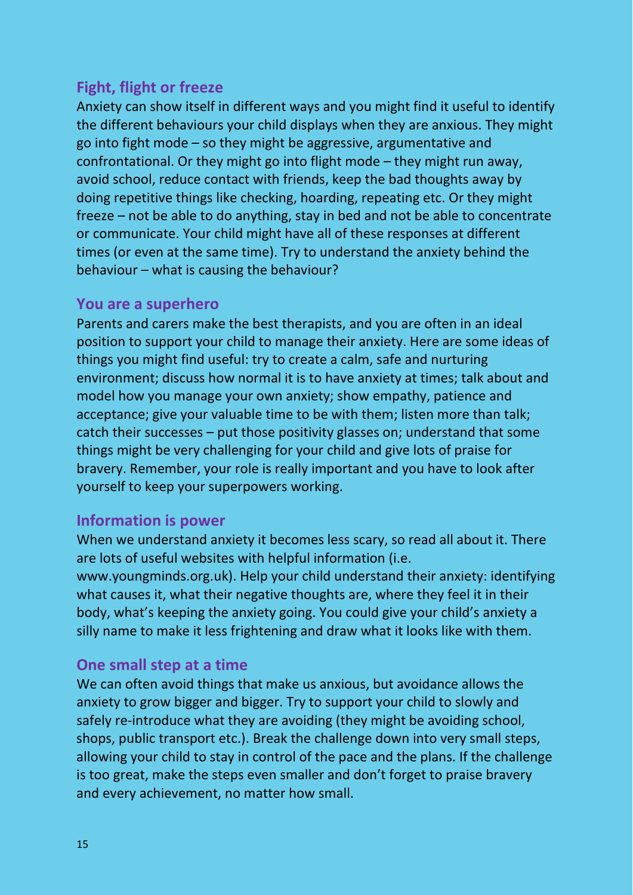## Fight, flight or freeze

Anxiety can show itself in different ways and you might find it useful to identify the different behaviours your child displays when they are anxious. They might go into fight mode – so they might be aggressive, argumentative and confrontational. Or they might go into flight mode – they might run away, avoid school, reduce contact with friends, keep the bad thoughts away by doing repetitive things like checking, hoarding, repeating etc. Or they might freeze – not be able to do anything, stay in bed and not be able to concentrate or communicate. Your child might have all of these responses at different times (or even at the same time). Try to understand the anxiety behind the behaviour – what is causing the behaviour?

## You are a superhero

Parents and carers make the best therapists, and you are often in an ideal position to support your child to manage their anxiety. Here are some ideas of things you might find useful: try to create a calm, safe and nurturing environment; discuss how normal it is to have anxiety at times; talk about and model how you manage your own anxiety; show empathy, patience and acceptance; give your valuable time to be with them; listen more than talk; catch their successes – put those positivity glasses on; understand that some things might be very challenging for your child and give lots of praise for bravery. Remember, your role is really important and you have to look after yourself to keep your superpowers working.

## Information is power

When we understand anxiety it becomes less scary, so read all about it. There are lots of useful websites with helpful information (i.e. www.youngminds.org.uk). Help your child understand their anxiety: identifying what causes it, what their negative thoughts are, where they feel it in their body, what's keeping the anxiety going. You could give your child's anxiety a silly name to make it less frightening and draw what it looks like with them.

## One small step at a time

We can often avoid things that make us anxious, but avoidance allows the anxiety to grow bigger and bigger. Try to support your child to slowly and safely re-introduce what they are avoiding (they might be avoiding school, shops, public transport etc.). Break the challenge down into very small steps, allowing your child to stay in control of the pace and the plans. If the challenge is too great, make the steps even smaller and don't forget to praise bravery and every achievement, no matter how small.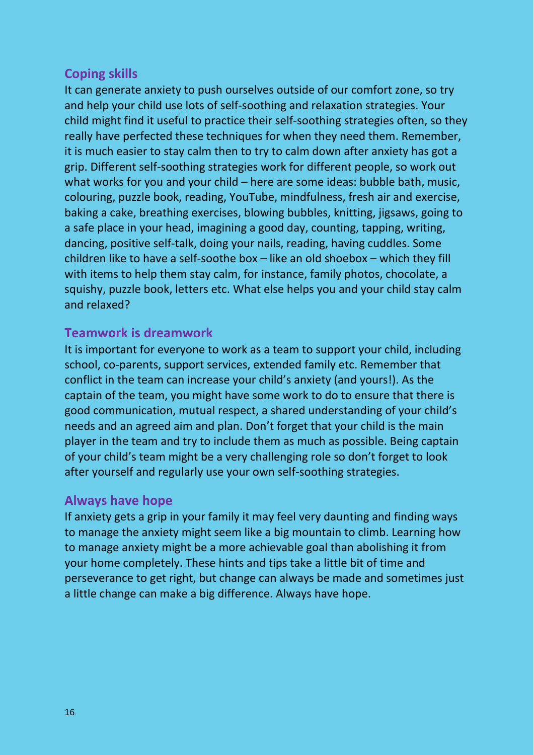## Coping skills

It can generate anxiety to push ourselves outside of our comfort zone, so try and help your child use lots of self-soothing and relaxation strategies. Your child might find it useful to practice their self-soothing strategies often, so they really have perfected these techniques for when they need them. Remember, it is much easier to stay calm then to try to calm down after anxiety has got a grip. Different self-soothing strategies work for different people, so work out what works for you and your child – here are some ideas: bubble bath, music, colouring, puzzle book, reading, YouTube, mindfulness, fresh air and exercise, baking a cake, breathing exercises, blowing bubbles, knitting, jigsaws, going to a safe place in your head, imagining a good day, counting, tapping, writing, dancing, positive self-talk, doing your nails, reading, having cuddles. Some children like to have a self-soothe box – like an old shoebox – which they fill with items to help them stay calm, for instance, family photos, chocolate, a squishy, puzzle book, letters etc. What else helps you and your child stay calm and relaxed?

## Teamwork is dreamwork

It is important for everyone to work as a team to support your child, including school, co-parents, support services, extended family etc. Remember that conflict in the team can increase your child's anxiety (and yours!). As the captain of the team, you might have some work to do to ensure that there is good communication, mutual respect, a shared understanding of your child's needs and an agreed aim and plan. Don't forget that your child is the main player in the team and try to include them as much as possible. Being captain of your child's team might be a very challenging role so don't forget to look after yourself and regularly use your own self-soothing strategies.

## Always have hope

If anxiety gets a grip in your family it may feel very daunting and finding ways to manage the anxiety might seem like a big mountain to climb. Learning how to manage anxiety might be a more achievable goal than abolishing it from your home completely. These hints and tips take a little bit of time and perseverance to get right, but change can always be made and sometimes just a little change can make a big difference. Always have hope.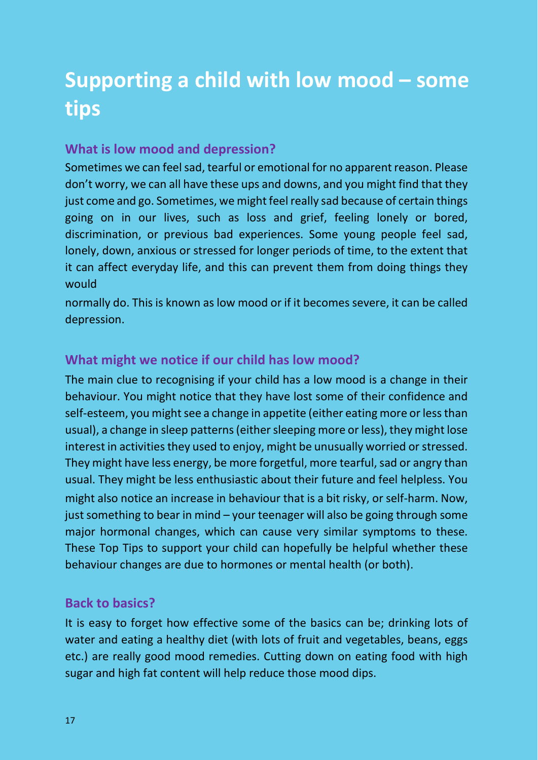# Supporting a child with low mood – some tips

## What is low mood and depression?

Sometimes we can feel sad, tearful or emotional for no apparent reason. Please don't worry, we can all have these ups and downs, and you might find that they just come and go. Sometimes, we might feel really sad because of certain things going on in our lives, such as loss and grief, feeling lonely or bored, discrimination, or previous bad experiences. Some young people feel sad, lonely, down, anxious or stressed for longer periods of time, to the extent that it can affect everyday life, and this can prevent them from doing things they would normally do. This is known as low mood or if it becomes severe, it can be called depression.

## What might we notice if our child has low mood?

The main clue to recognising if your child has a low mood is a change in their behaviour. You might notice that they have lost some of their confidence and self-esteem, you might see a change in appetite (either eating more or less than usual), a change in sleep patterns (either sleeping more or less), they might lose interest in activities they used to enjoy, might be unusually worried or stressed. They might have less energy, be more forgetful, more tearful, sad or angry than usual. They might be less enthusiastic about their future and feel helpless. You might also notice an increase in behaviour that is a bit risky, or self-harm. Now, just something to bear in mind – your teenager will also be going through some major hormonal changes, which can cause very similar symptoms to these. These Top Tips to support your child can hopefully be helpful whether these behaviour changes are due to hormones or mental health (or both).

## Back to basics?

It is easy to forget how effective some of the basics can be; drinking lots of water and eating a healthy diet (with lots of fruit and vegetables, beans, eggs etc.) are really good mood remedies. Cutting down on eating food with high sugar and high fat content will help reduce those mood dips.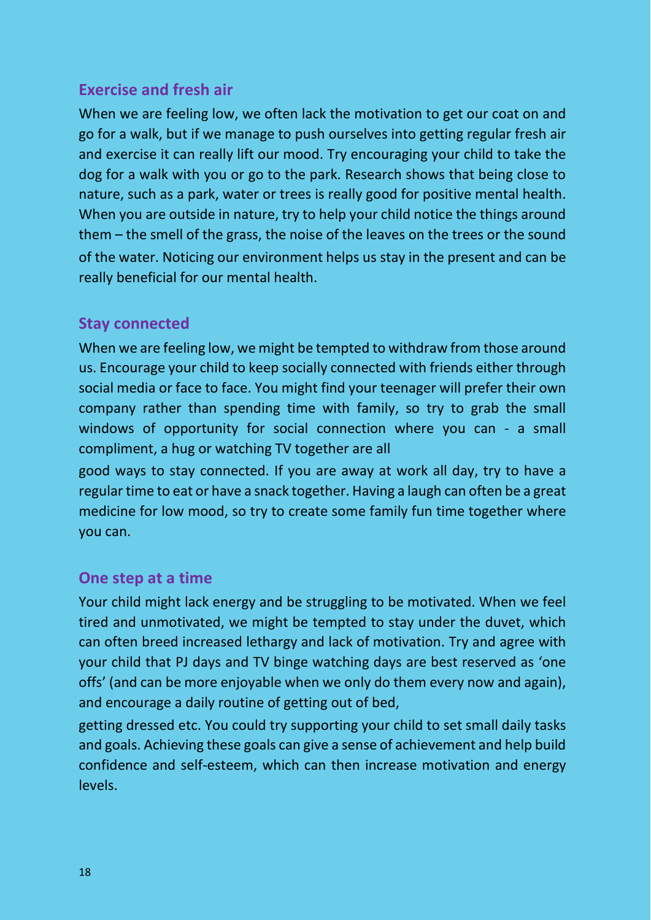## Exercise and fresh air

When we are feeling low, we often lack the motivation to get our coat on and go for a walk, but if we manage to push ourselves into getting regular fresh air and exercise it can really lift our mood. Try encouraging your child to take the dog for a walk with you or go to the park. Research shows that being close to nature, such as a park, water or trees is really good for positive mental health. When you are outside in nature, try to help your child notice the things around them – the smell of the grass, the noise of the leaves on the trees or the sound of the water. Noticing our environment helps us stay in the present and can be really beneficial for our mental health.

## Stay connected

When we are feeling low, we might be tempted to withdraw from those around us. Encourage your child to keep socially connected with friends either through social media or face to face. You might find your teenager will prefer their own company rather than spending time with family, so try to grab the small windows of opportunity for social connection where you can - a small compliment, a hug or watching TV together are all good ways to stay connected. If you are away at work all day, try to have a regular time to eat or have a snack together. Having a laugh can often be a great medicine for low mood, so try to create some family fun time together where you can.

## One step at a time

Your child might lack energy and be struggling to be motivated. When we feel tired and unmotivated, we might be tempted to stay under the duvet, which can often breed increased lethargy and lack of motivation. Try and agree with your child that PJ days and TV binge watching days are best reserved as 'one offs' (and can be more enjoyable when we only do them every now and again), and encourage a daily routine of getting out of bed, getting dressed etc. You could try supporting your child to set small daily tasks and goals. Achieving these goals can give a sense of achievement and help build confidence and self-esteem, which can then increase motivation and energy levels.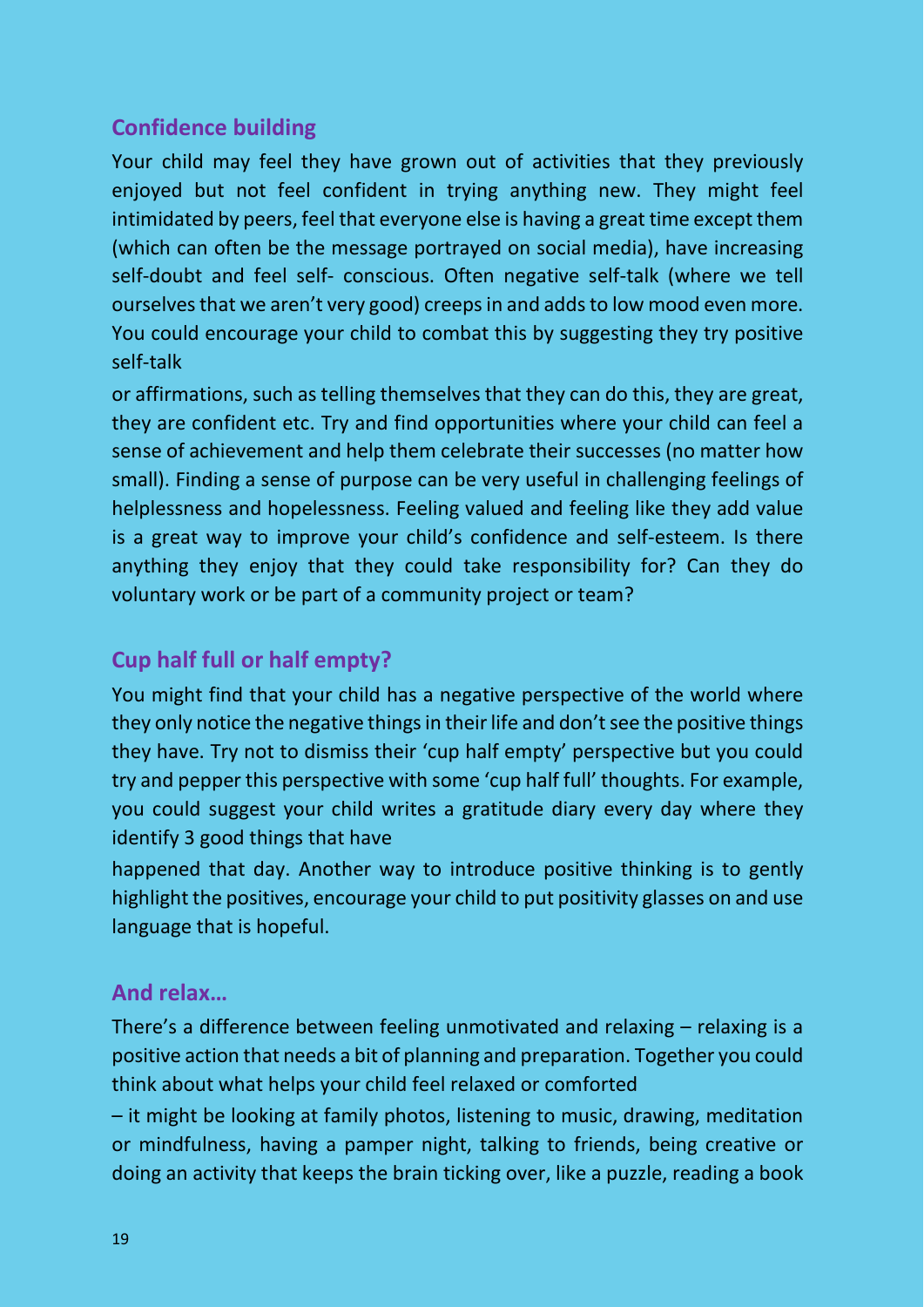## Confidence building

Your child may feel they have grown out of activities that they previously enjoyed but not feel confident in trying anything new. They might feel intimidated by peers, feel that everyone else is having a great time except them (which can often be the message portrayed on social media), have increasing self-doubt and feel self- conscious. Often negative self-talk (where we tell ourselves that we aren't very good) creeps in and adds to low mood even more. You could encourage your child to combat this by suggesting they try positive self-talk

or affirmations, such as telling themselves that they can do this, they are great, they are confident etc. Try and find opportunities where your child can feel a sense of achievement and help them celebrate their successes (no matter how small). Finding a sense of purpose can be very useful in challenging feelings of helplessness and hopelessness. Feeling valued and feeling like they add value is a great way to improve your child's confidence and self-esteem. Is there anything they enjoy that they could take responsibility for? Can they do voluntary work or be part of a community project or team?

## Cup half full or half empty?

You might find that your child has a negative perspective of the world where they only notice the negative things in their life and don't see the positive things they have. Try not to dismiss their 'cup half empty' perspective but you could try and pepper this perspective with some 'cup half full' thoughts. For example, you could suggest your child writes a gratitude diary every day where they identify 3 good things that have

happened that day. Another way to introduce positive thinking is to gently highlight the positives, encourage your child to put positivity glasses on and use language that is hopeful.

## And relax…

There's a difference between feeling unmotivated and relaxing – relaxing is a positive action that needs a bit of planning and preparation. Together you could think about what helps your child feel relaxed or comforted

– it might be looking at family photos, listening to music, drawing, meditation or mindfulness, having a pamper night, talking to friends, being creative or doing an activity that keeps the brain ticking over, like a puzzle, reading a book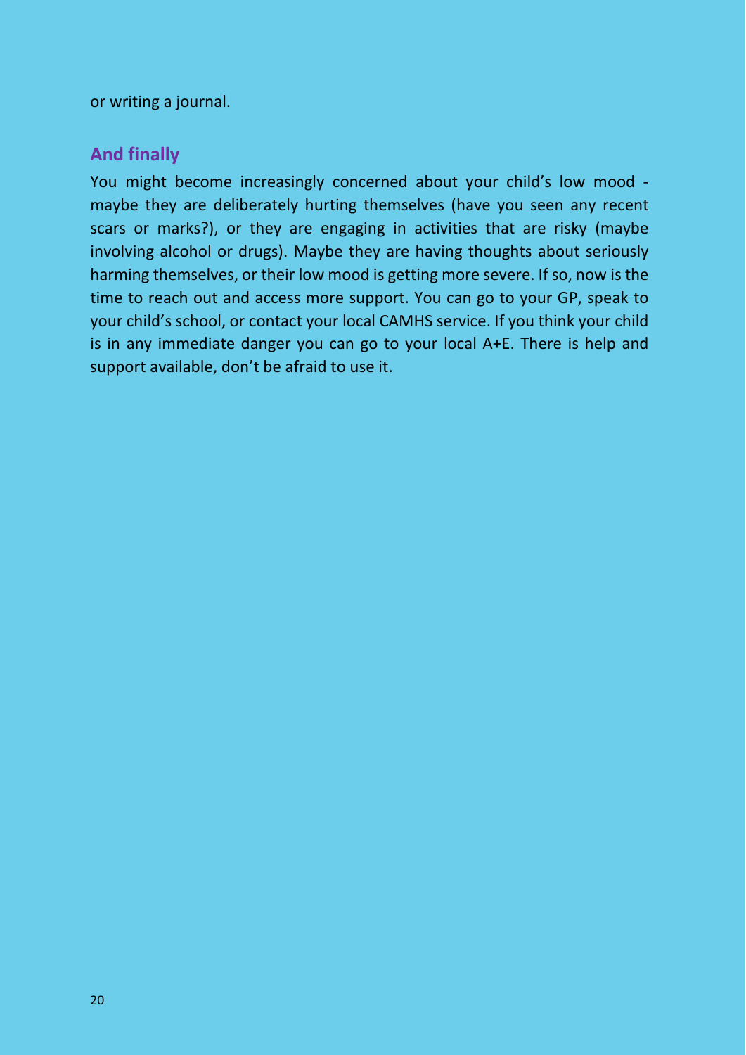or writing a journal.

## And finally

You might become increasingly concerned about your child's low mood - maybe they are deliberately hurting themselves (have you seen any recent scars or marks?), or they are engaging in activities that are risky (maybe involving alcohol or drugs). Maybe they are having thoughts about seriously harming themselves, or their low mood is getting more severe. If so, now is the time to reach out and access more support. You can go to your GP, speak to your child's school, or contact your local CAMHS service. If you think your child is in any immediate danger you can go to your local A+E. There is help and support available, don't be afraid to use it.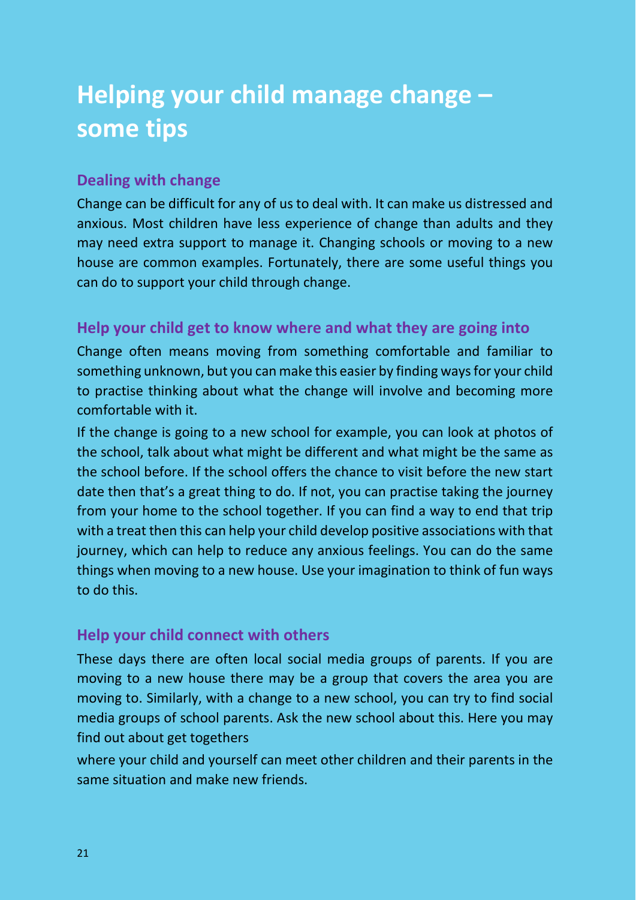# Helping your child manage change – some tips

## Dealing with change

Change can be difficult for any of us to deal with. It can make us distressed and anxious. Most children have less experience of change than adults and they may need extra support to manage it. Changing schools or moving to a new house are common examples. Fortunately, there are some useful things you can do to support your child through change.

## Help your child get to know where and what they are going into

Change often means moving from something comfortable and familiar to something unknown, but you can make this easier by finding ways for your child to practise thinking about what the change will involve and becoming more comfortable with it.

If the change is going to a new school for example, you can look at photos of the school, talk about what might be different and what might be the same as the school before. If the school offers the chance to visit before the new start date then that's a great thing to do. If not, you can practise taking the journey from your home to the school together. If you can find a way to end that trip with a treat then this can help your child develop positive associations with that journey, which can help to reduce any anxious feelings. You can do the same things when moving to a new house. Use your imagination to think of fun ways to do this.

## Help your child connect with others

These days there are often local social media groups of parents. If you are moving to a new house there may be a group that covers the area you are moving to. Similarly, with a change to a new school, you can try to find social media groups of school parents. Ask the new school about this. Here you may find out about get togethers where your child and yourself can meet other children and their parents in the same situation and make new friends.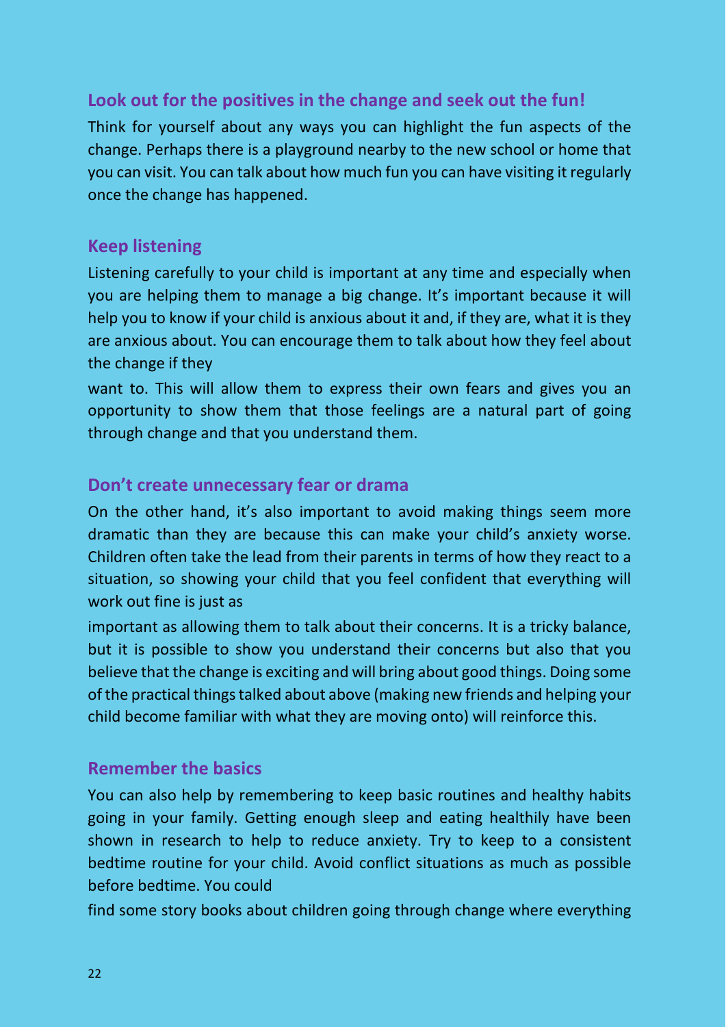## Look out for the positives in the change and seek out the fun!

Think for yourself about any ways you can highlight the fun aspects of the change. Perhaps there is a playground nearby to the new school or home that you can visit. You can talk about how much fun you can have visiting it regularly once the change has happened.

## Keep listening

Listening carefully to your child is important at any time and especially when you are helping them to manage a big change. It's important because it will help you to know if your child is anxious about it and, if they are, what it is they are anxious about. You can encourage them to talk about how they feel about the change if they want to. This will allow them to express their own fears and gives you an opportunity to show them that those feelings are a natural part of going through change and that you understand them.

## Don't create unnecessary fear or drama

On the other hand, it's also important to avoid making things seem more dramatic than they are because this can make your child's anxiety worse. Children often take the lead from their parents in terms of how they react to a situation, so showing your child that you feel confident that everything will work out fine is just as important as allowing them to talk about their concerns. It is a tricky balance, but it is possible to show you understand their concerns but also that you believe that the change is exciting and will bring about good things. Doing some of the practical things talked about above (making new friends and helping your child become familiar with what they are moving onto) will reinforce this.

## Remember the basics

You can also help by remembering to keep basic routines and healthy habits going in your family. Getting enough sleep and eating healthily have been shown in research to help to reduce anxiety. Try to keep to a consistent bedtime routine for your child. Avoid conflict situations as much as possible before bedtime. You could find some story books about children going through change where everything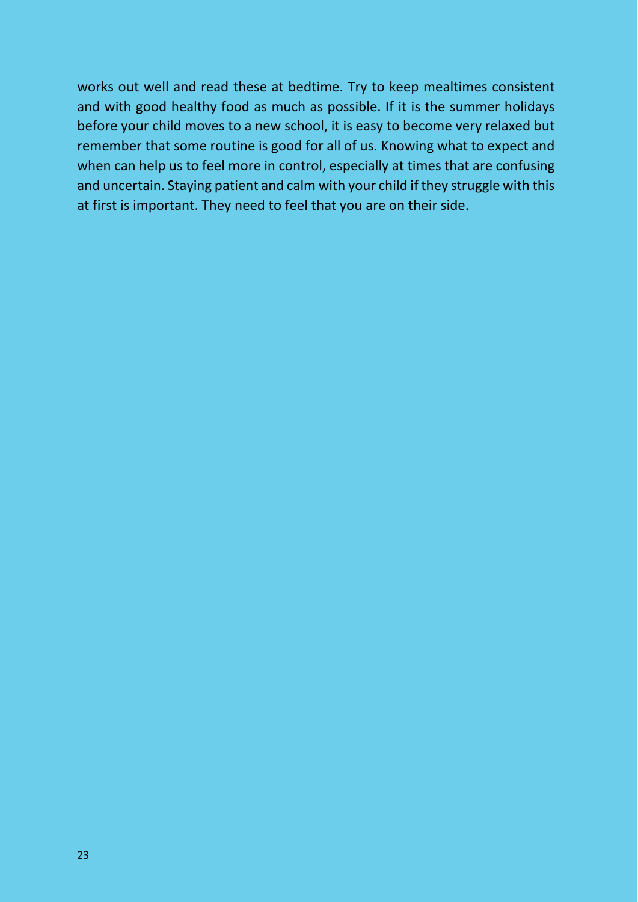works out well and read these at bedtime. Try to keep mealtimes consistent and with good healthy food as much as possible. If it is the summer holidays before your child moves to a new school, it is easy to become very relaxed but remember that some routine is good for all of us. Knowing what to expect and when can help us to feel more in control, especially at times that are confusing and uncertain. Staying patient and calm with your child if they struggle with this at first is important. They need to feel that you are on their side.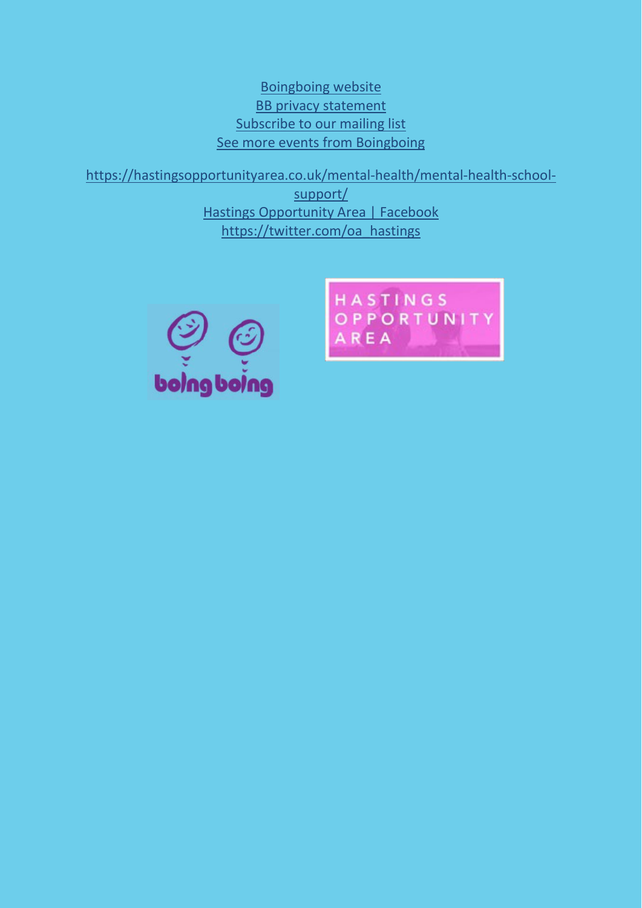Boingboing website
BB privacy statement
Subscribe to our mailing list
See more events from Boingboing

https://hastingsopportunityarea.co.uk/mental-health/mental-health-school-support/
Hastings Opportunity Area | Facebook
https://twitter.com/oa_hastings